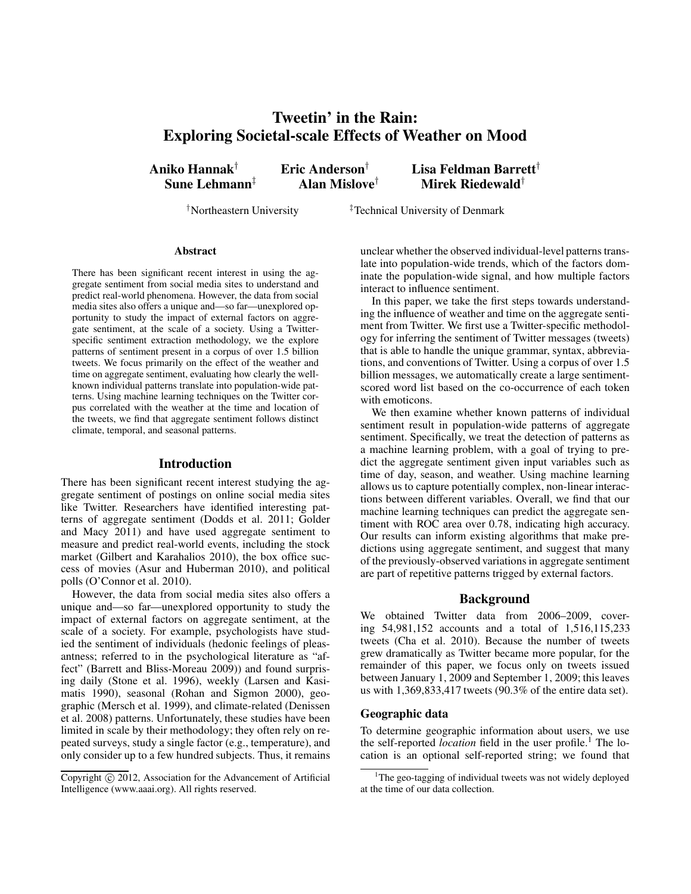# Tweetin' in the Rain: Exploring Societal-scale Effects of Weather on Mood

**Aniko Hannak**[†] **Eric Anderson**[†] **Lisa Feldman Barrett**[†]
**Sune Lehmann**[‡] **Alan Mislove**[†] **Mirek Riedewald**[†]

[†]Northeastern University [‡]Technical University of Denmark

## Abstract

There has been significant recent interest in using the aggregate sentiment from social media sites to understand and predict real-world phenomena. However, the data from social media sites also offers a unique and—so far—unexplored opportunity to study the impact of external factors on aggregate sentiment, at the scale of a society. Using a Twitter-specific sentiment extraction methodology, we the explore patterns of sentiment present in a corpus of over 1.5 billion tweets. We focus primarily on the effect of the weather and time on aggregate sentiment, evaluating how clearly the well-known individual patterns translate into population-wide patterns. Using machine learning techniques on the Twitter corpus correlated with the weather at the time and location of the tweets, we find that aggregate sentiment follows distinct climate, temporal, and seasonal patterns.

## Introduction

There has been significant recent interest studying the aggregate sentiment of postings on online social media sites like Twitter. Researchers have identified interesting patterns of aggregate sentiment (Dodds et al. 2011; Golder and Macy 2011) and have used aggregate sentiment to measure and predict real-world events, including the stock market (Gilbert and Karahalios 2010), the box office success of movies (Asur and Huberman 2010), and political polls (O'Connor et al. 2010).

However, the data from social media sites also offers a unique and—so far—unexplored opportunity to study the impact of external factors on aggregate sentiment, at the scale of a society. For example, psychologists have studied the sentiment of individuals (hedonic feelings of pleasantness; referred to in the psychological literature as "affect" (Barrett and Bliss-Moreau 2009)) and found surprising daily (Stone et al. 1996), weekly (Larsen and Kasimatis 1990), seasonal (Rohan and Sigmon 2000), geographic (Mersch et al. 1999), and climate-related (Denissen et al. 2008) patterns. Unfortunately, these studies have been limited in scale by their methodology; they often rely on repeated surveys, study a single factor (e.g., temperature), and only consider up to a few hundred subjects. Thus, it remains unclear whether the observed individual-level patterns translate into population-wide trends, which of the factors dominate the population-wide signal, and how multiple factors interact to influence sentiment.

In this paper, we take the first steps towards understanding the influence of weather and time on the aggregate sentiment from Twitter. We first use a Twitter-specific methodology for inferring the sentiment of Twitter messages (tweets) that is able to handle the unique grammar, syntax, abbreviations, and conventions of Twitter. Using a corpus of over 1.5 billion messages, we automatically create a large sentiment-scored word list based on the co-occurrence of each token with emoticons.

We then examine whether known patterns of individual sentiment result in population-wide patterns of aggregate sentiment. Specifically, we treat the detection of patterns as a machine learning problem, with a goal of trying to predict the aggregate sentiment given input variables such as time of day, season, and weather. Using machine learning allows us to capture potentially complex, non-linear interactions between different variables. Overall, we find that our machine learning techniques can predict the aggregate sentiment with ROC area over 0.78, indicating high accuracy. Our results can inform existing algorithms that make predictions using aggregate sentiment, and suggest that many of the previously-observed variations in aggregate sentiment are part of repetitive patterns trigged by external factors.

## Background

We obtained Twitter data from 2006–2009, covering 54,981,152 accounts and a total of 1,516,115,233 tweets (Cha et al. 2010). Because the number of tweets grew dramatically as Twitter became more popular, for the remainder of this paper, we focus only on tweets issued between January 1, 2009 and September 1, 2009; this leaves us with 1,369,833,417 tweets (90.3% of the entire data set).

### Geographic data

To determine geographic information about users, we use the self-reported *location* field in the user profile.[1] The location is an optional self-reported string; we found that

Copyright © 2012, Association for the Advancement of Artificial Intelligence (www.aaai.org). All rights reserved.

[1]The geo-tagging of individual tweets was not widely deployed at the time of our data collection.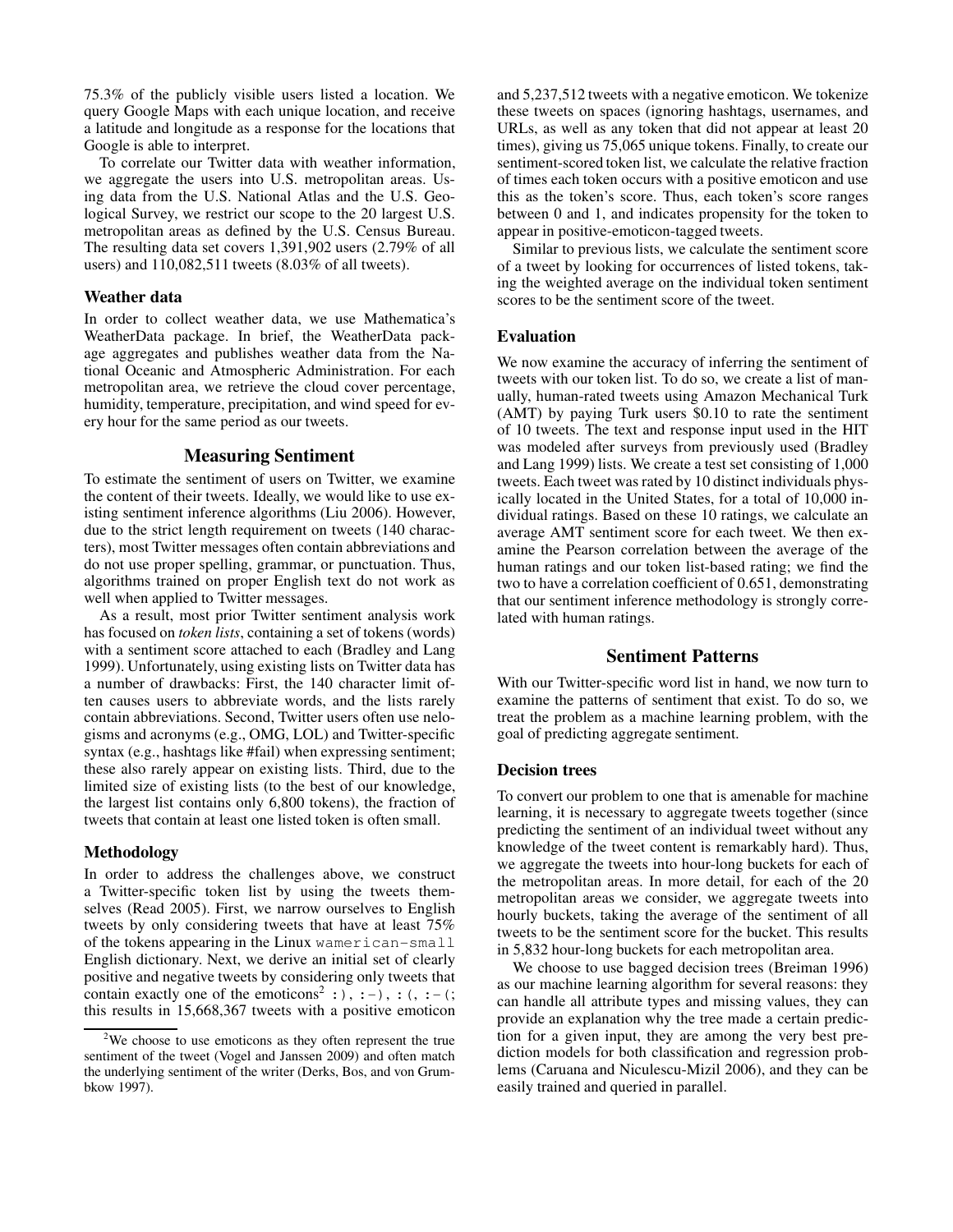75.3% of the publicly visible users listed a location. We query Google Maps with each unique location, and receive a latitude and longitude as a response for the locations that Google is able to interpret.

To correlate our Twitter data with weather information, we aggregate the users into U.S. metropolitan areas. Using data from the U.S. National Atlas and the U.S. Geological Survey, we restrict our scope to the 20 largest U.S. metropolitan areas as defined by the U.S. Census Bureau. The resulting data set covers 1,391,902 users (2.79% of all users) and 110,082,511 tweets (8.03% of all tweets).

### Weather data

In order to collect weather data, we use Mathematica's WeatherData package. In brief, the WeatherData package aggregates and publishes weather data from the National Oceanic and Atmospheric Administration. For each metropolitan area, we retrieve the cloud cover percentage, humidity, temperature, precipitation, and wind speed for every hour for the same period as our tweets.

## Measuring Sentiment

To estimate the sentiment of users on Twitter, we examine the content of their tweets. Ideally, we would like to use existing sentiment inference algorithms (Liu 2006). However, due to the strict length requirement on tweets (140 characters), most Twitter messages often contain abbreviations and do not use proper spelling, grammar, or punctuation. Thus, algorithms trained on proper English text do not work as well when applied to Twitter messages.

As a result, most prior Twitter sentiment analysis work has focused on *token lists*, containing a set of tokens (words) with a sentiment score attached to each (Bradley and Lang 1999). Unfortunately, using existing lists on Twitter data has a number of drawbacks: First, the 140 character limit often causes users to abbreviate words, and the lists rarely contain abbreviations. Second, Twitter users often use nelogisms and acronyms (e.g., OMG, LOL) and Twitter-specific syntax (e.g., hashtags like #fail) when expressing sentiment; these also rarely appear on existing lists. Third, due to the limited size of existing lists (to the best of our knowledge, the largest list contains only 6,800 tokens), the fraction of tweets that contain at least one listed token is often small.

### Methodology

In order to address the challenges above, we construct a Twitter-specific token list by using the tweets themselves (Read 2005). First, we narrow ourselves to English tweets by only considering tweets that have at least 75% of the tokens appearing in the Linux `wamerican-small` English dictionary. Next, we derive an initial set of clearly positive and negative tweets by considering only tweets that contain exactly one of the emoticons[2] `:)`, `:-)`, `:(`, `:-(`; this results in 15,668,367 tweets with a positive emoticon and 5,237,512 tweets with a negative emoticon. We tokenize these tweets on spaces (ignoring hashtags, usernames, and URLs, as well as any token that did not appear at least 20 times), giving us 75,065 unique tokens. Finally, to create our sentiment-scored token list, we calculate the relative fraction of times each token occurs with a positive emoticon and use this as the token's score. Thus, each token's score ranges between 0 and 1, and indicates propensity for the token to appear in positive-emoticon-tagged tweets.

Similar to previous lists, we calculate the sentiment score of a tweet by looking for occurrences of listed tokens, taking the weighted average on the individual token sentiment scores to be the sentiment score of the tweet.

### Evaluation

We now examine the accuracy of inferring the sentiment of tweets with our token list. To do so, we create a list of manually, human-rated tweets using Amazon Mechanical Turk (AMT) by paying Turk users \$0.10 to rate the sentiment of 10 tweets. The text and response input used in the HIT was modeled after surveys from previously used (Bradley and Lang 1999) lists. We create a test set consisting of 1,000 tweets. Each tweet was rated by 10 distinct individuals physically located in the United States, for a total of 10,000 individual ratings. Based on these 10 ratings, we calculate an average AMT sentiment score for each tweet. We then examine the Pearson correlation between the average of the human ratings and our token list-based rating; we find the two to have a correlation coefficient of 0.651, demonstrating that our sentiment inference methodology is strongly correlated with human ratings.

## Sentiment Patterns

With our Twitter-specific word list in hand, we now turn to examine the patterns of sentiment that exist. To do so, we treat the problem as a machine learning problem, with the goal of predicting aggregate sentiment.

### Decision trees

To convert our problem to one that is amenable for machine learning, it is necessary to aggregate tweets together (since predicting the sentiment of an individual tweet without any knowledge of the tweet content is remarkably hard). Thus, we aggregate the tweets into hour-long buckets for each of the metropolitan areas. In more detail, for each of the 20 metropolitan areas we consider, we aggregate tweets into hourly buckets, taking the average of the sentiment of all tweets to be the sentiment score for the bucket. This results in 5,832 hour-long buckets for each metropolitan area.

We choose to use bagged decision trees (Breiman 1996) as our machine learning algorithm for several reasons: they can handle all attribute types and missing values, they can provide an explanation why the tree made a certain prediction for a given input, they are among the very best prediction models for both classification and regression problems (Caruana and Niculescu-Mizil 2006), and they can be easily trained and queried in parallel.

[2]We choose to use emoticons as they often represent the true sentiment of the tweet (Vogel and Janssen 2009) and often match the underlying sentiment of the writer (Derks, Bos, and von Grumbkow 1997).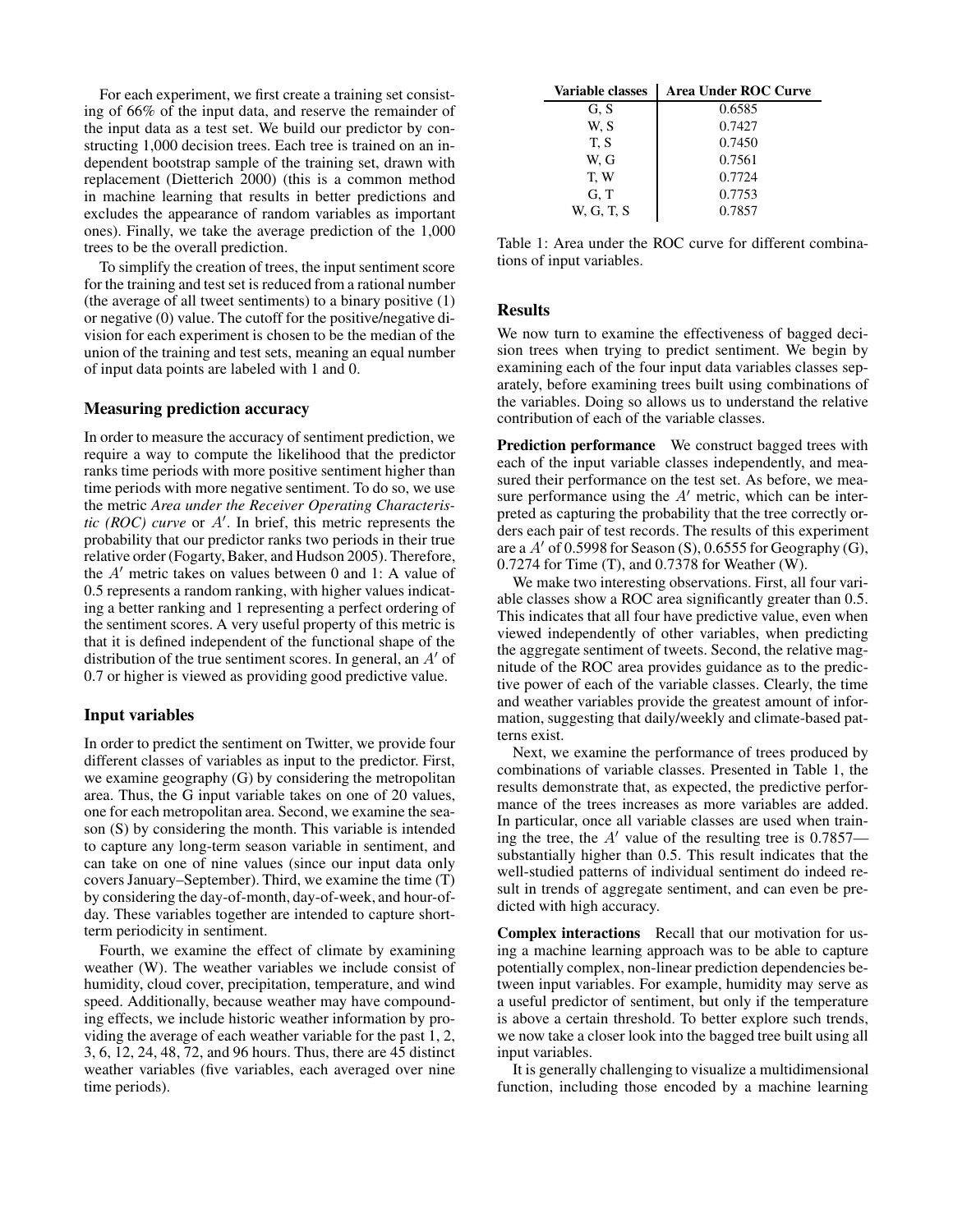For each experiment, we first create a training set consisting of 66% of the input data, and reserve the remainder of the input data as a test set. We build our predictor by constructing 1,000 decision trees. Each tree is trained on an independent bootstrap sample of the training set, drawn with replacement (Dietterich 2000) (this is a common method in machine learning that results in better predictions and excludes the appearance of random variables as important ones). Finally, we take the average prediction of the 1,000 trees to be the overall prediction.

To simplify the creation of trees, the input sentiment score for the training and test set is reduced from a rational number (the average of all tweet sentiments) to a binary positive (1) or negative (0) value. The cutoff for the positive/negative division for each experiment is chosen to be the median of the union of the training and test sets, meaning an equal number of input data points are labeled with 1 and 0.

### Measuring prediction accuracy

In order to measure the accuracy of sentiment prediction, we require a way to compute the likelihood that the predictor ranks time periods with more positive sentiment higher than time periods with more negative sentiment. To do so, we use the metric *Area under the Receiver Operating Characteristic (ROC) curve* or $A'$. In brief, this metric represents the probability that our predictor ranks two periods in their true relative order (Fogarty, Baker, and Hudson 2005). Therefore, the $A'$ metric takes on values between 0 and 1: A value of 0.5 represents a random ranking, with higher values indicating a better ranking and 1 representing a perfect ordering of the sentiment scores. A very useful property of this metric is that it is defined independent of the functional shape of the distribution of the true sentiment scores. In general, an $A'$ of 0.7 or higher is viewed as providing good predictive value.

### Input variables

In order to predict the sentiment on Twitter, we provide four different classes of variables as input to the predictor. First, we examine geography (G) by considering the metropolitan area. Thus, the G input variable takes on one of 20 values, one for each metropolitan area. Second, we examine the season (S) by considering the month. This variable is intended to capture any long-term season variable in sentiment, and can take on one of nine values (since our input data only covers January–September). Third, we examine the time (T) by considering the day-of-month, day-of-week, and hour-of-day. These variables together are intended to capture short-term periodicity in sentiment.

Fourth, we examine the effect of climate by examining weather (W). The weather variables we include consist of humidity, cloud cover, precipitation, temperature, and wind speed. Additionally, because weather may have compounding effects, we include historic weather information by providing the average of each weather variable for the past 1, 2, 3, 6, 12, 24, 48, 72, and 96 hours. Thus, there are 45 distinct weather variables (five variables, each averaged over nine time periods).

| Variable classes | Area Under ROC Curve |
|---|---|
| G, S | 0.6585 |
| W, S | 0.7427 |
| T, S | 0.7450 |
| W, G | 0.7561 |
| T, W | 0.7724 |
| G, T | 0.7753 |
| W, G, T, S | 0.7857 |

Table 1: Area under the ROC curve for different combinations of input variables.

## Results

We now turn to examine the effectiveness of bagged decision trees when trying to predict sentiment. We begin by examining each of the four input data variables classes separately, before examining trees built using combinations of the variables. Doing so allows us to understand the relative contribution of each of the variable classes.

**Prediction performance** We construct bagged trees with each of the input variable classes independently, and measured their performance on the test set. As before, we measure performance using the $A'$ metric, which can be interpreted as capturing the probability that the tree correctly orders each pair of test records. The results of this experiment are a $A'$ of 0.5998 for Season (S), 0.6555 for Geography (G), 0.7274 for Time (T), and 0.7378 for Weather (W).

We make two interesting observations. First, all four variable classes show a ROC area significantly greater than 0.5. This indicates that all four have predictive value, even when viewed independently of other variables, when predicting the aggregate sentiment of tweets. Second, the relative magnitude of the ROC area provides guidance as to the predictive power of each of the variable classes. Clearly, the time and weather variables provide the greatest amount of information, suggesting that daily/weekly and climate-based patterns exist.

Next, we examine the performance of trees produced by combinations of variable classes. Presented in Table 1, the results demonstrate that, as expected, the predictive performance of the trees increases as more variables are added. In particular, once all variable classes are used when training the tree, the $A'$ value of the resulting tree is 0.7857—substantially higher than 0.5. This result indicates that the well-studied patterns of individual sentiment do indeed result in trends of aggregate sentiment, and can even be predicted with high accuracy.

**Complex interactions** Recall that our motivation for using a machine learning approach was to be able to capture potentially complex, non-linear prediction dependencies between input variables. For example, humidity may serve as a useful predictor of sentiment, but only if the temperature is above a certain threshold. To better explore such trends, we now take a closer look into the bagged tree built using all input variables.

It is generally challenging to visualize a multidimensional function, including those encoded by a machine learning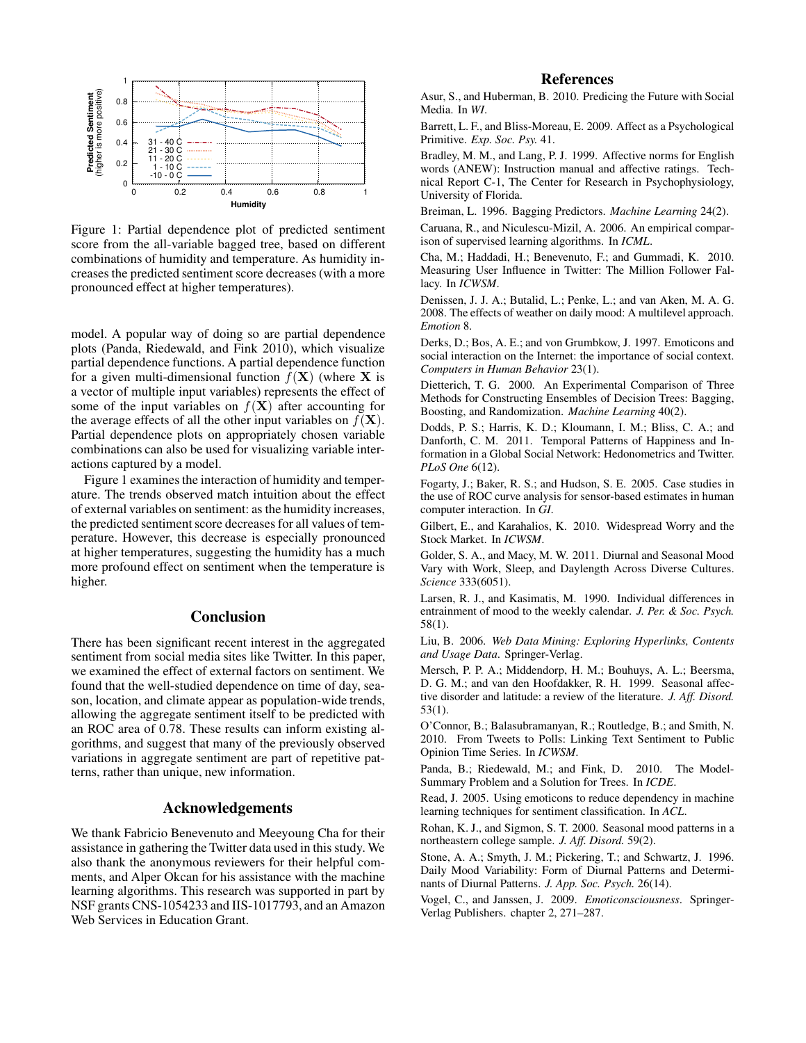Predicted Sentiment (higher is more positive)

1
0.8
0.6
0.4
0.2
0

0
0.2
0.4
0.6
0.8
1

Humidity

31 - 40 C
21 - 30 C
11 - 20 C
1 - 10 C
-10 - 0 C

Figure 1: Partial dependence plot of predicted sentiment score from the all-variable bagged tree, based on different combinations of humidity and temperature. As humidity increases the predicted sentiment score decreases (with a more pronounced effect at higher temperatures).

model. A popular way of doing so are partial dependence plots (Panda, Riedewald, and Fink 2010), which visualize partial dependence functions. A partial dependence function for a given multi-dimensional function $f(\mathbf{X})$ (where $\mathbf{X}$ is a vector of multiple input variables) represents the effect of some of the input variables on $f(\mathbf{X})$ after accounting for the average effects of all the other input variables on $f(\mathbf{X})$. Partial dependence plots on appropriately chosen variable combinations can also be used for visualizing variable interactions captured by a model.

Figure 1 examines the interaction of humidity and temperature. The trends observed match intuition about the effect of external variables on sentiment: as the humidity increases, the predicted sentiment score decreases for all values of temperature. However, this decrease is especially pronounced at higher temperatures, suggesting the humidity has a much more profound effect on sentiment when the temperature is higher.

## Conclusion

There has been significant recent interest in the aggregated sentiment from social media sites like Twitter. In this paper, we examined the effect of external factors on sentiment. We found that the well-studied dependence on time of day, season, location, and climate appear as population-wide trends, allowing the aggregate sentiment itself to be predicted with an ROC area of 0.78. These results can inform existing algorithms, and suggest that many of the previously observed variations in aggregate sentiment are part of repetitive patterns, rather than unique, new information.

## Acknowledgements

We thank Fabricio Benevenuto and Meeyoung Cha for their assistance in gathering the Twitter data used in this study. We also thank the anonymous reviewers for their helpful comments, and Alper Okcan for his assistance with the machine learning algorithms. This research was supported in part by NSF grants CNS-1054233 and IIS-1017793, and an Amazon Web Services in Education Grant.

## References

Asur, S., and Huberman, B. 2010. Predicing the Future with Social Media. In *WI*.

Barrett, L. F., and Bliss-Moreau, E. 2009. Affect as a Psychological Primitive. *Exp. Soc. Psy.* 41.

Bradley, M. M., and Lang, P. J. 1999. Affective norms for English words (ANEW): Instruction manual and affective ratings. Technical Report C-1, The Center for Research in Psychophysiology, University of Florida.

Breiman, L. 1996. Bagging Predictors. *Machine Learning* 24(2).

Caruana, R., and Niculescu-Mizil, A. 2006. An empirical comparison of supervised learning algorithms. In *ICML*.

Cha, M.; Haddadi, H.; Benevenuto, F.; and Gummadi, K. 2010. Measuring User Influence in Twitter: The Million Follower Fallacy. In *ICWSM*.

Denissen, J. J. A.; Butalid, L.; Penke, L.; and van Aken, M. A. G. 2008. The effects of weather on daily mood: A multilevel approach. *Emotion* 8.

Derks, D.; Bos, A. E.; and von Grumbkow, J. 1997. Emoticons and social interaction on the Internet: the importance of social context. *Computers in Human Behavior* 23(1).

Dietterich, T. G. 2000. An Experimental Comparison of Three Methods for Constructing Ensembles of Decision Trees: Bagging, Boosting, and Randomization. *Machine Learning* 40(2).

Dodds, P. S.; Harris, K. D.; Kloumann, I. M.; Bliss, C. A.; and Danforth, C. M. 2011. Temporal Patterns of Happiness and Information in a Global Social Network: Hedonometrics and Twitter. *PLoS One* 6(12).

Fogarty, J.; Baker, R. S.; and Hudson, S. E. 2005. Case studies in the use of ROC curve analysis for sensor-based estimates in human computer interaction. In *GI*.

Gilbert, E., and Karahalios, K. 2010. Widespread Worry and the Stock Market. In *ICWSM*.

Golder, S. A., and Macy, M. W. 2011. Diurnal and Seasonal Mood Vary with Work, Sleep, and Daylength Across Diverse Cultures. *Science* 333(6051).

Larsen, R. J., and Kasimatis, M. 1990. Individual differences in entrainment of mood to the weekly calendar. *J. Per. & Soc. Psych.* 58(1).

Liu, B. 2006. *Web Data Mining: Exploring Hyperlinks, Contents and Usage Data*. Springer-Verlag.

Mersch, P. P. A.; Middendorp, H. M.; Bouhuys, A. L.; Beersma, D. G. M.; and van den Hoofdakker, R. H. 1999. Seasonal affective disorder and latitude: a review of the literature. *J. Aff. Disord.* 53(1).

O'Connor, B.; Balasubramanyan, R.; Routledge, B.; and Smith, N. 2010. From Tweets to Polls: Linking Text Sentiment to Public Opinion Time Series. In *ICWSM*.

Panda, B.; Riedewald, M.; and Fink, D. 2010. The Model-Summary Problem and a Solution for Trees. In *ICDE*.

Read, J. 2005. Using emoticons to reduce dependency in machine learning techniques for sentiment classification. In *ACL*.

Rohan, K. J., and Sigmon, S. T. 2000. Seasonal mood patterns in a northeastern college sample. *J. Aff. Disord.* 59(2).

Stone, A. A.; Smyth, J. M.; Pickering, T.; and Schwartz, J. 1996. Daily Mood Variability: Form of Diurnal Patterns and Determinants of Diurnal Patterns. *J. App. Soc. Psych.* 26(14).

Vogel, C., and Janssen, J. 2009. *Emoticonsciousness*. Springer-Verlag Publishers. chapter 2, 271–287.